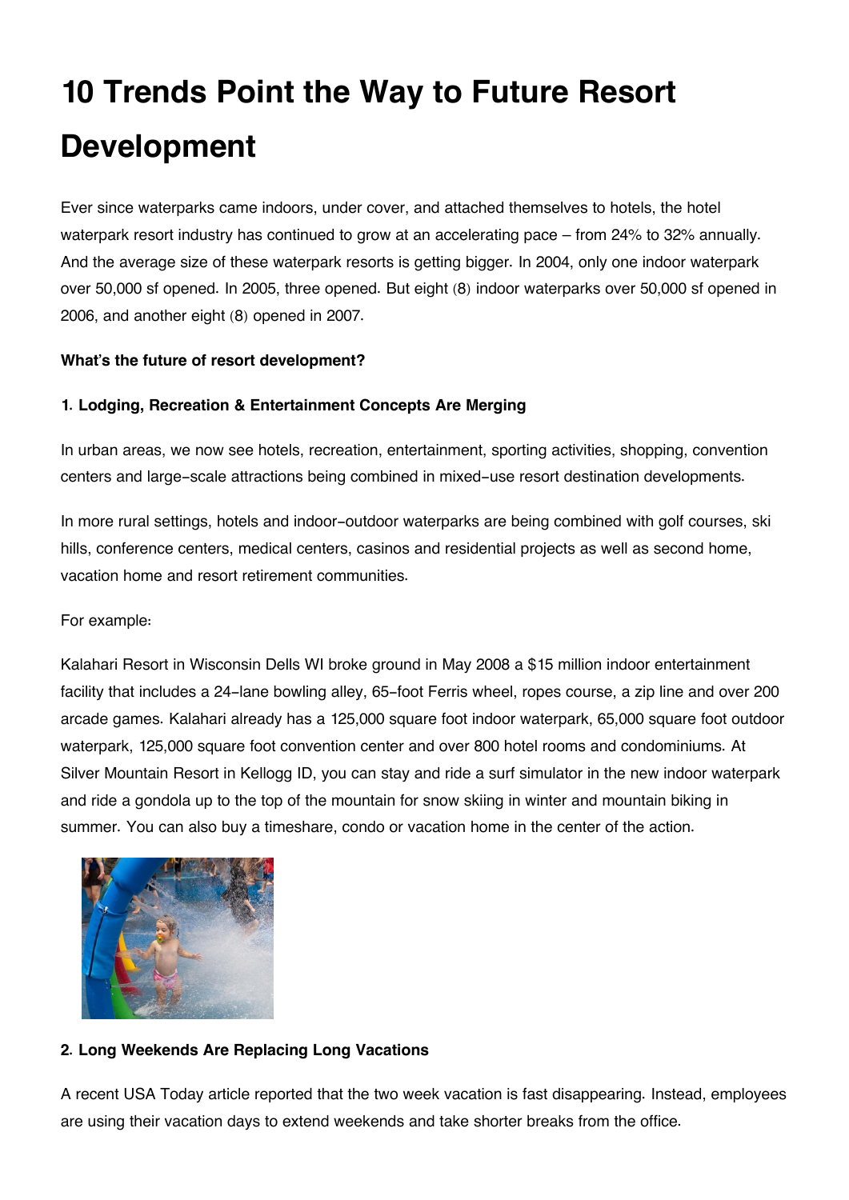# 10 Trends Point the Way to Future Resort Development

Ever since waterparks came indoors, under cover, and attached themselves to hotels, the hotel waterpark resort industry has continued to grow at an accelerating pace – from 24% to 32% annually. And the average size of these waterpark resorts is getting bigger. In 2004, only one indoor waterpark over 50,000 sf opened. In 2005, three opened. But eight (8) indoor waterparks over 50,000 sf opened in 2006, and another eight (8) opened in 2007.

**What's the future of resort development?**

**1. Lodging, Recreation & Entertainment Concepts Are Merging**

In urban areas, we now see hotels, recreation, entertainment, sporting activities, shopping, convention centers and large-scale attractions being combined in mixed-use resort destination developments.

In more rural settings, hotels and indoor-outdoor waterparks are being combined with golf courses, ski hills, conference centers, medical centers, casinos and residential projects as well as second home, vacation home and resort retirement communities.

For example:

Kalahari Resort in Wisconsin Dells WI broke ground in May 2008 a $15 million indoor entertainment facility that includes a 24-lane bowling alley, 65-foot Ferris wheel, ropes course, a zip line and over 200 arcade games. Kalahari already has a 125,000 square foot indoor waterpark, 65,000 square foot outdoor waterpark, 125,000 square foot convention center and over 800 hotel rooms and condominiums. At Silver Mountain Resort in Kellogg ID, you can stay and ride a surf simulator in the new indoor waterpark and ride a gondola up to the top of the mountain for snow skiing in winter and mountain biking in summer. You can also buy a timeshare, condo or vacation home in the center of the action.

**2. Long Weekends Are Replacing Long Vacations**

A recent USA Today article reported that the two week vacation is fast disappearing. Instead, employees are using their vacation days to extend weekends and take shorter breaks from the office.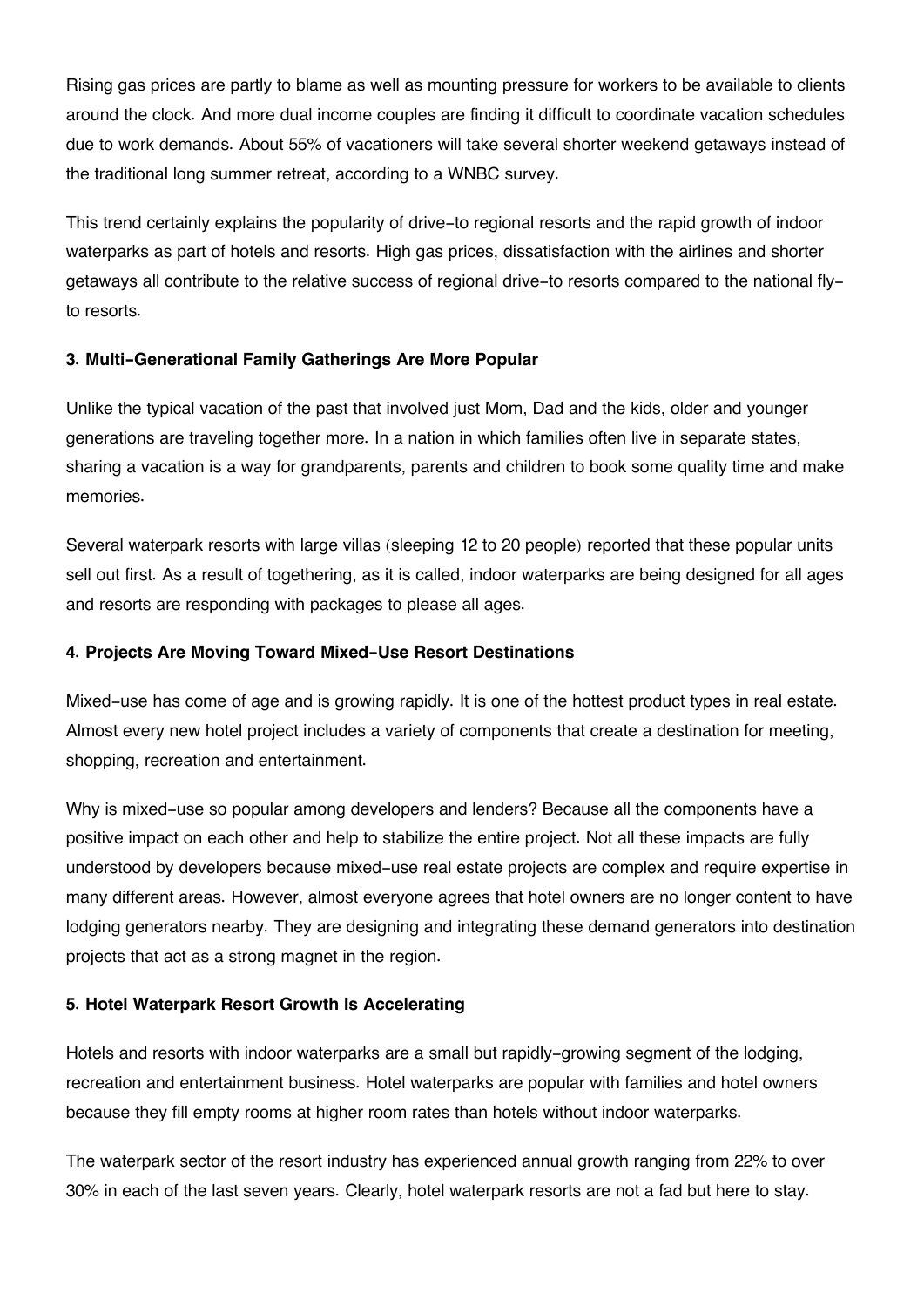Rising gas prices are partly to blame as well as mounting pressure for workers to be available to clients around the clock. And more dual income couples are finding it difficult to coordinate vacation schedules due to work demands. About 55% of vacationers will take several shorter weekend getaways instead of the traditional long summer retreat, according to a WNBC survey.

This trend certainly explains the popularity of drive-to regional resorts and the rapid growth of indoor waterparks as part of hotels and resorts. High gas prices, dissatisfaction with the airlines and shorter getaways all contribute to the relative success of regional drive-to resorts compared to the national fly-to resorts.

**3. Multi-Generational Family Gatherings Are More Popular**

Unlike the typical vacation of the past that involved just Mom, Dad and the kids, older and younger generations are traveling together more. In a nation in which families often live in separate states, sharing a vacation is a way for grandparents, parents and children to book some quality time and make memories.

Several waterpark resorts with large villas (sleeping 12 to 20 people) reported that these popular units sell out first. As a result of togethering, as it is called, indoor waterparks are being designed for all ages and resorts are responding with packages to please all ages.

**4. Projects Are Moving Toward Mixed-Use Resort Destinations**

Mixed-use has come of age and is growing rapidly. It is one of the hottest product types in real estate. Almost every new hotel project includes a variety of components that create a destination for meeting, shopping, recreation and entertainment.

Why is mixed-use so popular among developers and lenders? Because all the components have a positive impact on each other and help to stabilize the entire project. Not all these impacts are fully understood by developers because mixed-use real estate projects are complex and require expertise in many different areas. However, almost everyone agrees that hotel owners are no longer content to have lodging generators nearby. They are designing and integrating these demand generators into destination projects that act as a strong magnet in the region.

**5. Hotel Waterpark Resort Growth Is Accelerating**

Hotels and resorts with indoor waterparks are a small but rapidly-growing segment of the lodging, recreation and entertainment business. Hotel waterparks are popular with families and hotel owners because they fill empty rooms at higher room rates than hotels without indoor waterparks.

The waterpark sector of the resort industry has experienced annual growth ranging from 22% to over 30% in each of the last seven years. Clearly, hotel waterpark resorts are not a fad but here to stay.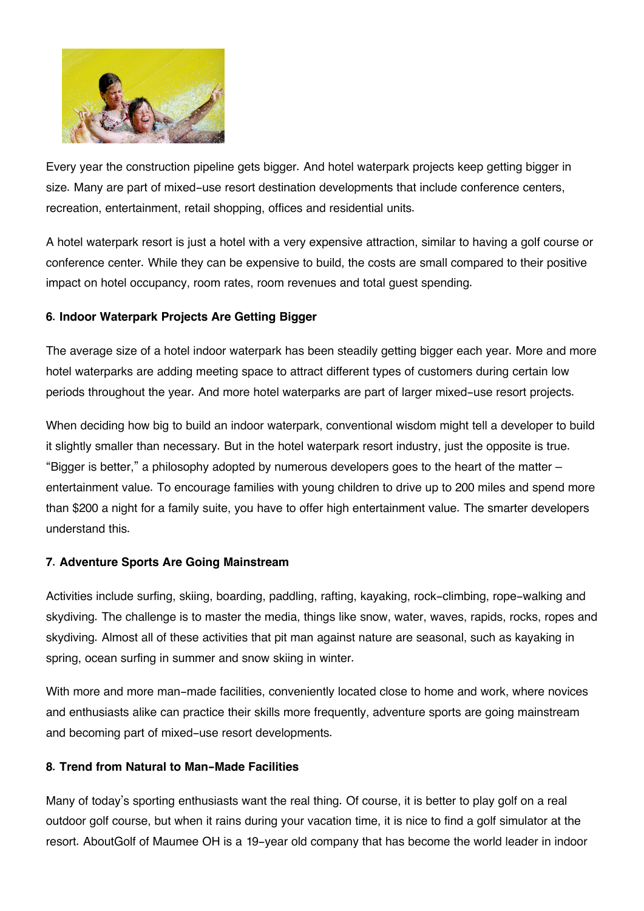Every year the construction pipeline gets bigger. And hotel waterpark projects keep getting bigger in size. Many are part of mixed-use resort destination developments that include conference centers, recreation, entertainment, retail shopping, offices and residential units.

A hotel waterpark resort is just a hotel with a very expensive attraction, similar to having a golf course or conference center. While they can be expensive to build, the costs are small compared to their positive impact on hotel occupancy, room rates, room revenues and total guest spending.

**6. Indoor Waterpark Projects Are Getting Bigger**

The average size of a hotel indoor waterpark has been steadily getting bigger each year. More and more hotel waterparks are adding meeting space to attract different types of customers during certain low periods throughout the year. And more hotel waterparks are part of larger mixed-use resort projects.

When deciding how big to build an indoor waterpark, conventional wisdom might tell a developer to build it slightly smaller than necessary. But in the hotel waterpark resort industry, just the opposite is true. "Bigger is better," a philosophy adopted by numerous developers goes to the heart of the matter – entertainment value. To encourage families with young children to drive up to 200 miles and spend more than $200 a night for a family suite, you have to offer high entertainment value. The smarter developers understand this.

**7. Adventure Sports Are Going Mainstream**

Activities include surfing, skiing, boarding, paddling, rafting, kayaking, rock-climbing, rope-walking and skydiving. The challenge is to master the media, things like snow, water, waves, rapids, rocks, ropes and skydiving. Almost all of these activities that pit man against nature are seasonal, such as kayaking in spring, ocean surfing in summer and snow skiing in winter.

With more and more man-made facilities, conveniently located close to home and work, where novices and enthusiasts alike can practice their skills more frequently, adventure sports are going mainstream and becoming part of mixed-use resort developments.

**8. Trend from Natural to Man-Made Facilities**

Many of today's sporting enthusiasts want the real thing. Of course, it is better to play golf on a real outdoor golf course, but when it rains during your vacation time, it is nice to find a golf simulator at the resort. AboutGolf of Maumee OH is a 19-year old company that has become the world leader in indoor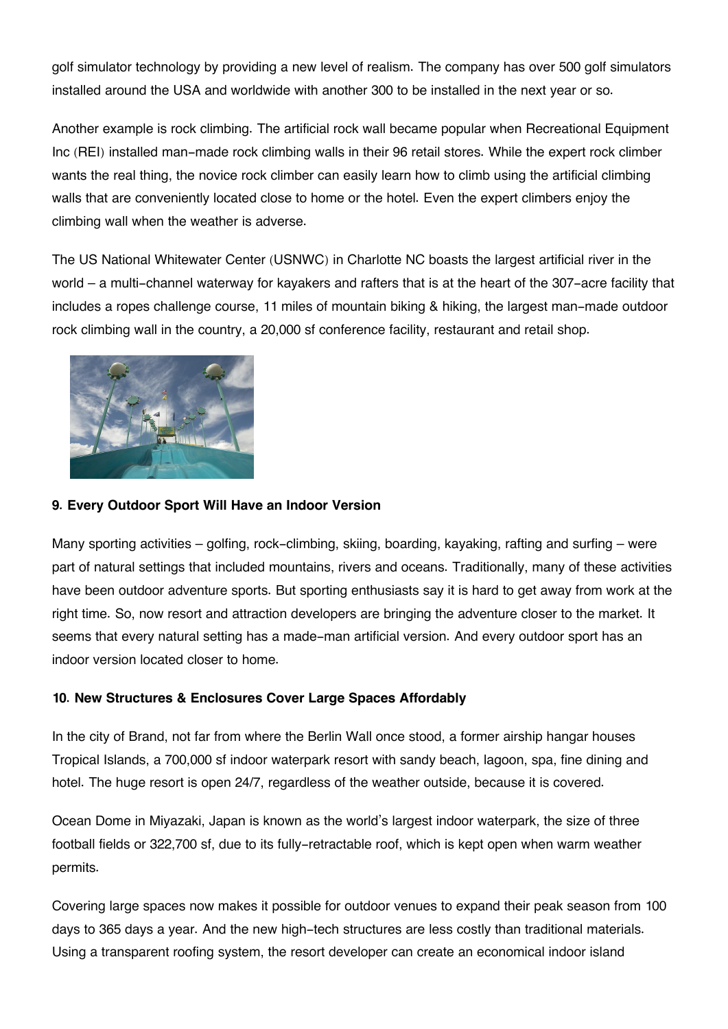golf simulator technology by providing a new level of realism. The company has over 500 golf simulators installed around the USA and worldwide with another 300 to be installed in the next year or so.

Another example is rock climbing. The artificial rock wall became popular when Recreational Equipment Inc (REI) installed man-made rock climbing walls in their 96 retail stores. While the expert rock climber wants the real thing, the novice rock climber can easily learn how to climb using the artificial climbing walls that are conveniently located close to home or the hotel. Even the expert climbers enjoy the climbing wall when the weather is adverse.

The US National Whitewater Center (USNWC) in Charlotte NC boasts the largest artificial river in the world – a multi-channel waterway for kayakers and rafters that is at the heart of the 307-acre facility that includes a ropes challenge course, 11 miles of mountain biking & hiking, the largest man-made outdoor rock climbing wall in the country, a 20,000 sf conference facility, restaurant and retail shop.

**9. Every Outdoor Sport Will Have an Indoor Version**

Many sporting activities – golfing, rock-climbing, skiing, boarding, kayaking, rafting and surfing – were part of natural settings that included mountains, rivers and oceans. Traditionally, many of these activities have been outdoor adventure sports. But sporting enthusiasts say it is hard to get away from work at the right time. So, now resort and attraction developers are bringing the adventure closer to the market. It seems that every natural setting has a made-man artificial version. And every outdoor sport has an indoor version located closer to home.

**10. New Structures & Enclosures Cover Large Spaces Affordably**

In the city of Brand, not far from where the Berlin Wall once stood, a former airship hangar houses Tropical Islands, a 700,000 sf indoor waterpark resort with sandy beach, lagoon, spa, fine dining and hotel. The huge resort is open 24/7, regardless of the weather outside, because it is covered.

Ocean Dome in Miyazaki, Japan is known as the world's largest indoor waterpark, the size of three football fields or 322,700 sf, due to its fully-retractable roof, which is kept open when warm weather permits.

Covering large spaces now makes it possible for outdoor venues to expand their peak season from 100 days to 365 days a year. And the new high-tech structures are less costly than traditional materials. Using a transparent roofing system, the resort developer can create an economical indoor island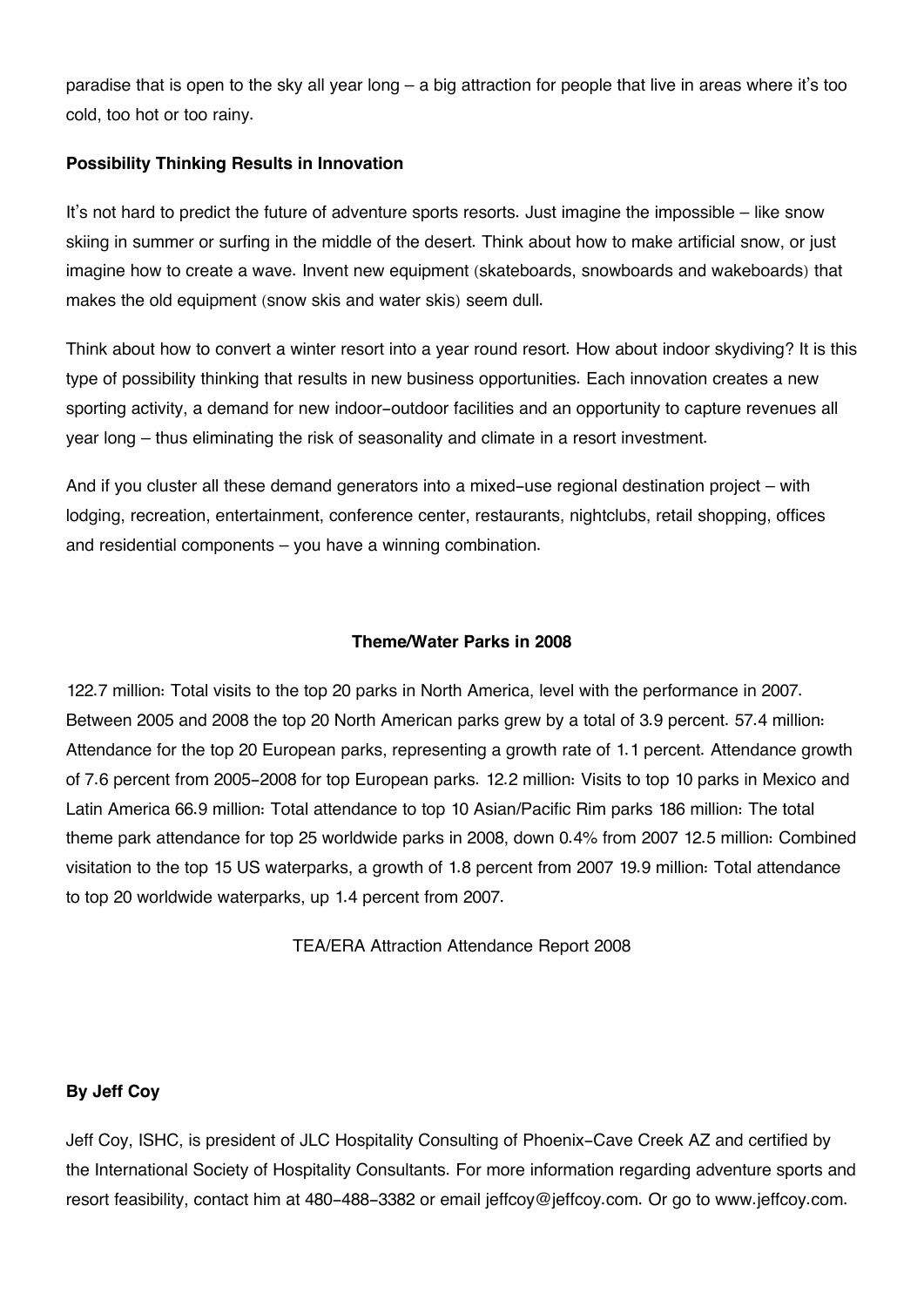paradise that is open to the sky all year long – a big attraction for people that live in areas where it's too cold, too hot or too rainy.

**Possibility Thinking Results in Innovation**

It's not hard to predict the future of adventure sports resorts. Just imagine the impossible – like snow skiing in summer or surfing in the middle of the desert. Think about how to make artificial snow, or just imagine how to create a wave. Invent new equipment (skateboards, snowboards and wakeboards) that makes the old equipment (snow skis and water skis) seem dull.

Think about how to convert a winter resort into a year round resort. How about indoor skydiving? It is this type of possibility thinking that results in new business opportunities. Each innovation creates a new sporting activity, a demand for new indoor-outdoor facilities and an opportunity to capture revenues all year long – thus eliminating the risk of seasonality and climate in a resort investment.

And if you cluster all these demand generators into a mixed-use regional destination project – with lodging, recreation, entertainment, conference center, restaurants, nightclubs, retail shopping, offices and residential components – you have a winning combination.

**Theme/Water Parks in 2008**

122.7 million: Total visits to the top 20 parks in North America, level with the performance in 2007. Between 2005 and 2008 the top 20 North American parks grew by a total of 3.9 percent. 57.4 million: Attendance for the top 20 European parks, representing a growth rate of 1.1 percent. Attendance growth of 7.6 percent from 2005-2008 for top European parks. 12.2 million: Visits to top 10 parks in Mexico and Latin America 66.9 million: Total attendance to top 10 Asian/Pacific Rim parks 186 million: The total theme park attendance for top 25 worldwide parks in 2008, down 0.4% from 2007 12.5 million: Combined visitation to the top 15 US waterparks, a growth of 1.8 percent from 2007 19.9 million: Total attendance to top 20 worldwide waterparks, up 1.4 percent from 2007.

TEA/ERA Attraction Attendance Report 2008

**By Jeff Coy**

Jeff Coy, ISHC, is president of JLC Hospitality Consulting of Phoenix-Cave Creek AZ and certified by the International Society of Hospitality Consultants. For more information regarding adventure sports and resort feasibility, contact him at 480-488-3382 or email jeffcoy@jeffcoy.com. Or go to www.jeffcoy.com.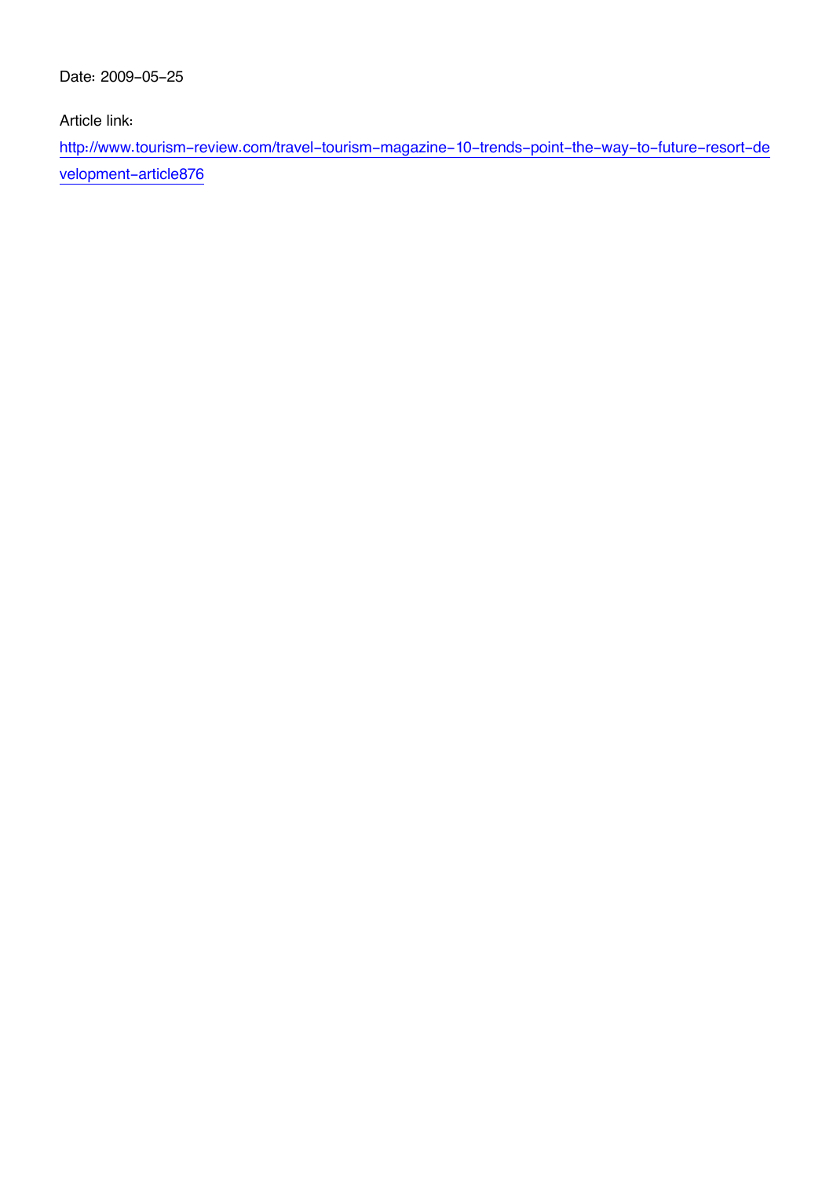Date: 2009-05-25

Article link:

[http://www.tourism-review.com/travel-tourism-magazine-10-trends-point-the-way-to-future-resort-development-article876](http://www.tourism-review.com/travel-tourism-magazine-10-trends-point-the-way-to-future-resort-development-article876)